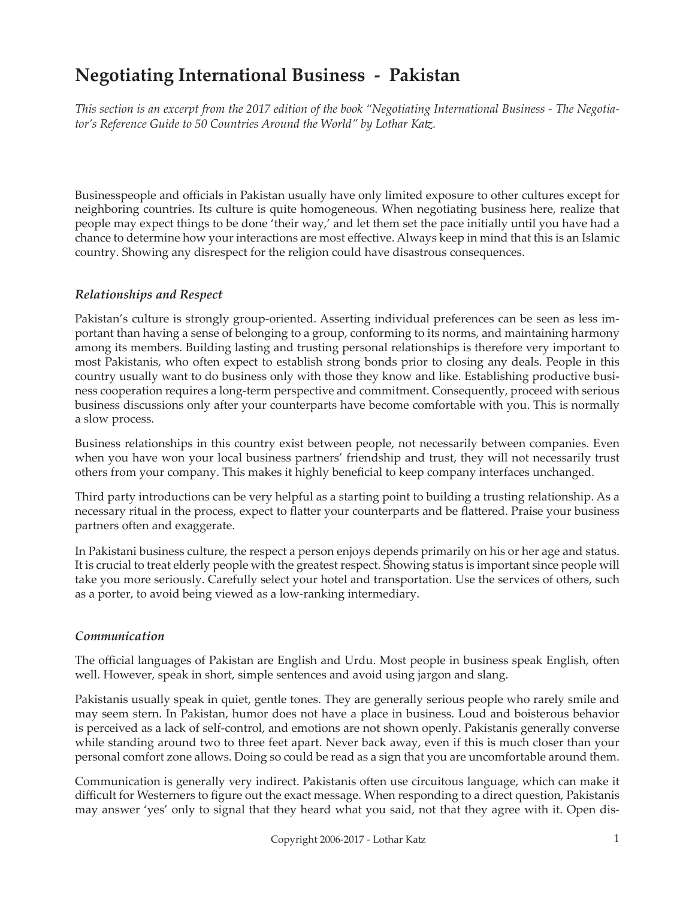# Negotiating International Business - Pakistan

*This section is an excerpt from the 2017 edition of the book "Negotiating International Business - The Negotiator's Reference Guide to 50 Countries Around the World" by Lothar Katz.*

Businesspeople and officials in Pakistan usually have only limited exposure to other cultures except for neighboring countries. Its culture is quite homogeneous. When negotiating business here, realize that people may expect things to be done 'their way,' and let them set the pace initially until you have had a chance to determine how your interactions are most effective. Always keep in mind that this is an Islamic country. Showing any disrespect for the religion could have disastrous consequences.

### *Relationships and Respect*

Pakistan's culture is strongly group-oriented. Asserting individual preferences can be seen as less important than having a sense of belonging to a group, conforming to its norms, and maintaining harmony among its members. Building lasting and trusting personal relationships is therefore very important to most Pakistanis, who often expect to establish strong bonds prior to closing any deals. People in this country usually want to do business only with those they know and like. Establishing productive business cooperation requires a long-term perspective and commitment. Consequently, proceed with serious business discussions only after your counterparts have become comfortable with you. This is normally a slow process.

Business relationships in this country exist between people, not necessarily between companies. Even when you have won your local business partners' friendship and trust, they will not necessarily trust others from your company. This makes it highly beneficial to keep company interfaces unchanged.

Third party introductions can be very helpful as a starting point to building a trusting relationship. As a necessary ritual in the process, expect to flatter your counterparts and be flattered. Praise your business partners often and exaggerate.

In Pakistani business culture, the respect a person enjoys depends primarily on his or her age and status. It is crucial to treat elderly people with the greatest respect. Showing status is important since people will take you more seriously. Carefully select your hotel and transportation. Use the services of others, such as a porter, to avoid being viewed as a low-ranking intermediary.

### *Communication*

The official languages of Pakistan are English and Urdu. Most people in business speak English, often well. However, speak in short, simple sentences and avoid using jargon and slang.

Pakistanis usually speak in quiet, gentle tones. They are generally serious people who rarely smile and may seem stern. In Pakistan, humor does not have a place in business. Loud and boisterous behavior is perceived as a lack of self-control, and emotions are not shown openly. Pakistanis generally converse while standing around two to three feet apart. Never back away, even if this is much closer than your personal comfort zone allows. Doing so could be read as a sign that you are uncomfortable around them.

Communication is generally very indirect. Pakistanis often use circuitous language, which can make it difficult for Westerners to figure out the exact message. When responding to a direct question, Pakistanis may answer 'yes' only to signal that they heard what you said, not that they agree with it. Open dis-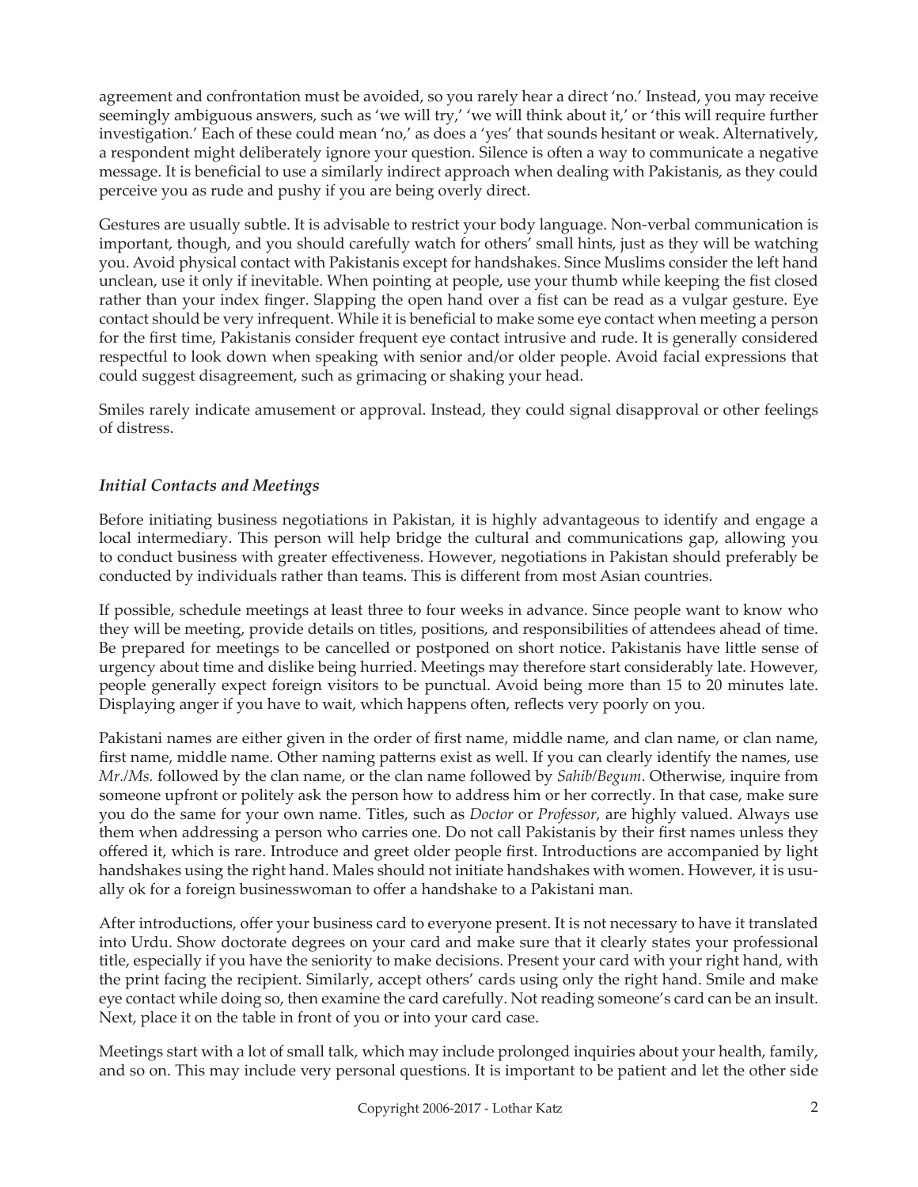agreement and confrontation must be avoided, so you rarely hear a direct 'no.' Instead, you may receive seemingly ambiguous answers, such as 'we will try,' 'we will think about it,' or 'this will require further investigation.' Each of these could mean 'no,' as does a 'yes' that sounds hesitant or weak. Alternatively, a respondent might deliberately ignore your question. Silence is often a way to communicate a negative message. It is beneficial to use a similarly indirect approach when dealing with Pakistanis, as they could perceive you as rude and pushy if you are being overly direct.

Gestures are usually subtle. It is advisable to restrict your body language. Non-verbal communication is important, though, and you should carefully watch for others' small hints, just as they will be watching you. Avoid physical contact with Pakistanis except for handshakes. Since Muslims consider the left hand unclean, use it only if inevitable. When pointing at people, use your thumb while keeping the fist closed rather than your index finger. Slapping the open hand over a fist can be read as a vulgar gesture. Eye contact should be very infrequent. While it is beneficial to make some eye contact when meeting a person for the first time, Pakistanis consider frequent eye contact intrusive and rude. It is generally considered respectful to look down when speaking with senior and/or older people. Avoid facial expressions that could suggest disagreement, such as grimacing or shaking your head.

Smiles rarely indicate amusement or approval. Instead, they could signal disapproval or other feelings of distress.

### *Initial Contacts and Meetings*

Before initiating business negotiations in Pakistan, it is highly advantageous to identify and engage a local intermediary. This person will help bridge the cultural and communications gap, allowing you to conduct business with greater effectiveness. However, negotiations in Pakistan should preferably be conducted by individuals rather than teams. This is different from most Asian countries.

If possible, schedule meetings at least three to four weeks in advance. Since people want to know who they will be meeting, provide details on titles, positions, and responsibilities of attendees ahead of time. Be prepared for meetings to be cancelled or postponed on short notice. Pakistanis have little sense of urgency about time and dislike being hurried. Meetings may therefore start considerably late. However, people generally expect foreign visitors to be punctual. Avoid being more than 15 to 20 minutes late. Displaying anger if you have to wait, which happens often, reflects very poorly on you.

Pakistani names are either given in the order of first name, middle name, and clan name, or clan name, first name, middle name. Other naming patterns exist as well. If you can clearly identify the names, use *Mr./Ms.* followed by the clan name, or the clan name followed by *Sahib/Begum*. Otherwise, inquire from someone upfront or politely ask the person how to address him or her correctly. In that case, make sure you do the same for your own name. Titles, such as *Doctor* or *Professor*, are highly valued. Always use them when addressing a person who carries one. Do not call Pakistanis by their first names unless they offered it, which is rare. Introduce and greet older people first. Introductions are accompanied by light handshakes using the right hand. Males should not initiate handshakes with women. However, it is usually ok for a foreign businesswoman to offer a handshake to a Pakistani man.

After introductions, offer your business card to everyone present. It is not necessary to have it translated into Urdu. Show doctorate degrees on your card and make sure that it clearly states your professional title, especially if you have the seniority to make decisions. Present your card with your right hand, with the print facing the recipient. Similarly, accept others' cards using only the right hand. Smile and make eye contact while doing so, then examine the card carefully. Not reading someone's card can be an insult. Next, place it on the table in front of you or into your card case.

Meetings start with a lot of small talk, which may include prolonged inquiries about your health, family, and so on. This may include very personal questions. It is important to be patient and let the other side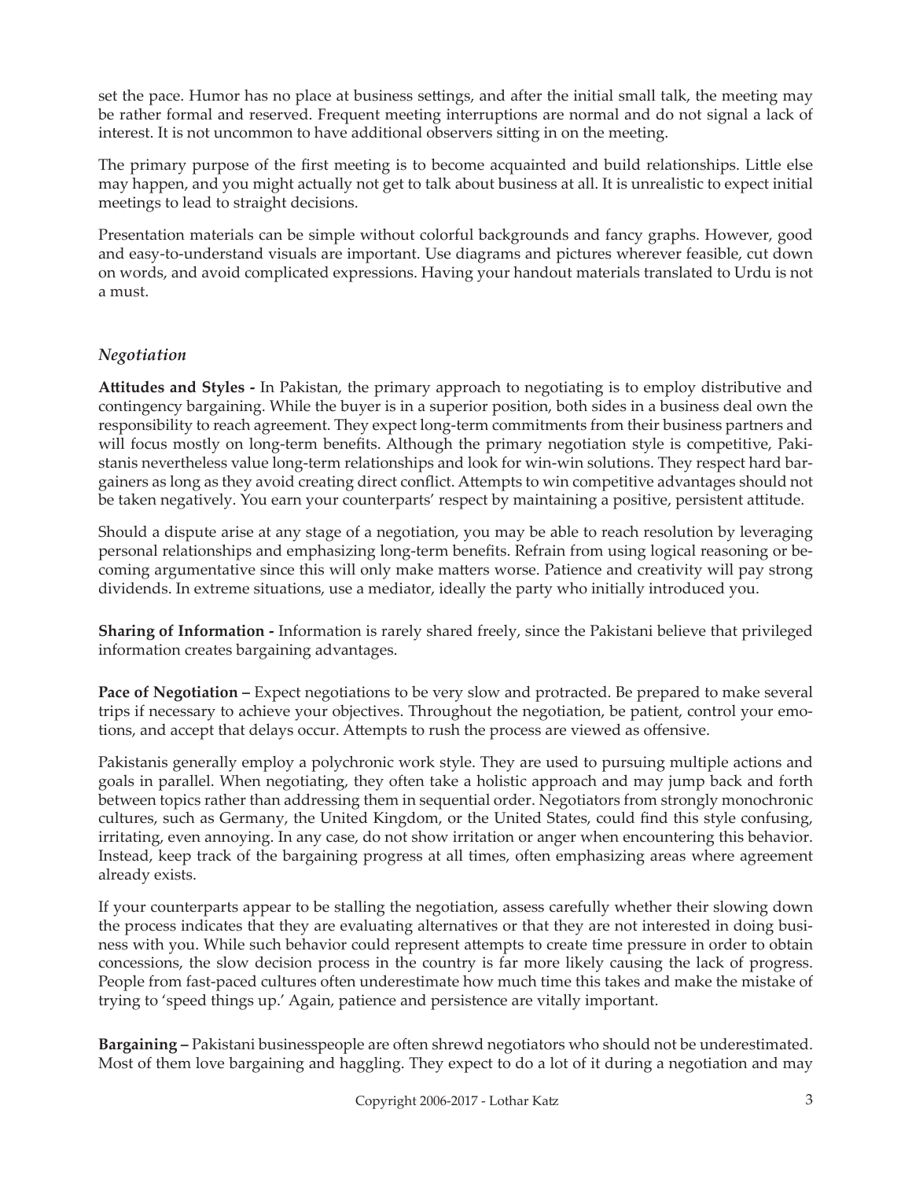set the pace. Humor has no place at business settings, and after the initial small talk, the meeting may be rather formal and reserved. Frequent meeting interruptions are normal and do not signal a lack of interest. It is not uncommon to have additional observers sitting in on the meeting.

The primary purpose of the first meeting is to become acquainted and build relationships. Little else may happen, and you might actually not get to talk about business at all. It is unrealistic to expect initial meetings to lead to straight decisions.

Presentation materials can be simple without colorful backgrounds and fancy graphs. However, good and easy-to-understand visuals are important. Use diagrams and pictures wherever feasible, cut down on words, and avoid complicated expressions. Having your handout materials translated to Urdu is not a must.

### *Negotiation*

**Attitudes and Styles -** In Pakistan, the primary approach to negotiating is to employ distributive and contingency bargaining. While the buyer is in a superior position, both sides in a business deal own the responsibility to reach agreement. They expect long-term commitments from their business partners and will focus mostly on long-term benefits. Although the primary negotiation style is competitive, Pakistanis nevertheless value long-term relationships and look for win-win solutions. They respect hard bargainers as long as they avoid creating direct conflict. Attempts to win competitive advantages should not be taken negatively. You earn your counterparts' respect by maintaining a positive, persistent attitude.

Should a dispute arise at any stage of a negotiation, you may be able to reach resolution by leveraging personal relationships and emphasizing long-term benefits. Refrain from using logical reasoning or becoming argumentative since this will only make matters worse. Patience and creativity will pay strong dividends. In extreme situations, use a mediator, ideally the party who initially introduced you.

**Sharing of Information -** Information is rarely shared freely, since the Pakistani believe that privileged information creates bargaining advantages.

**Pace of Negotiation –** Expect negotiations to be very slow and protracted. Be prepared to make several trips if necessary to achieve your objectives. Throughout the negotiation, be patient, control your emotions, and accept that delays occur. Attempts to rush the process are viewed as offensive.

Pakistanis generally employ a polychronic work style. They are used to pursuing multiple actions and goals in parallel. When negotiating, they often take a holistic approach and may jump back and forth between topics rather than addressing them in sequential order. Negotiators from strongly monochronic cultures, such as Germany, the United Kingdom, or the United States, could find this style confusing, irritating, even annoying. In any case, do not show irritation or anger when encountering this behavior. Instead, keep track of the bargaining progress at all times, often emphasizing areas where agreement already exists.

If your counterparts appear to be stalling the negotiation, assess carefully whether their slowing down the process indicates that they are evaluating alternatives or that they are not interested in doing business with you. While such behavior could represent attempts to create time pressure in order to obtain concessions, the slow decision process in the country is far more likely causing the lack of progress. People from fast-paced cultures often underestimate how much time this takes and make the mistake of trying to 'speed things up.' Again, patience and persistence are vitally important.

**Bargaining –** Pakistani businesspeople are often shrewd negotiators who should not be underestimated. Most of them love bargaining and haggling. They expect to do a lot of it during a negotiation and may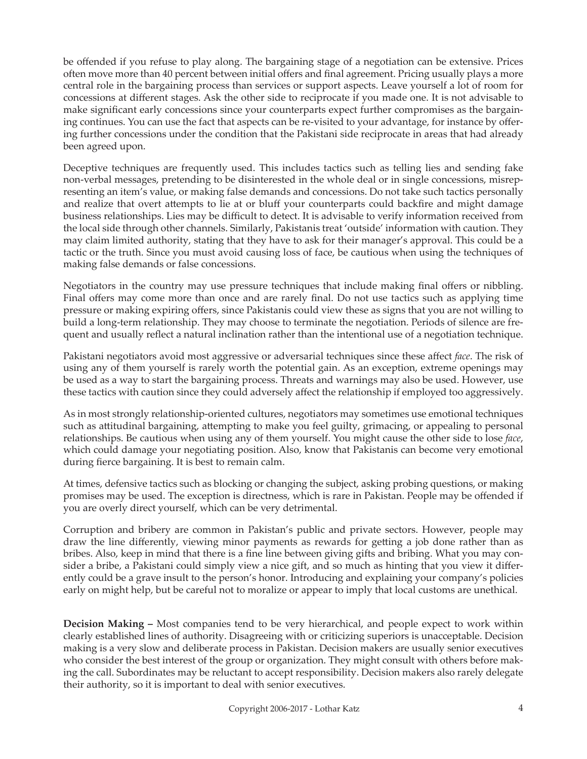be offended if you refuse to play along. The bargaining stage of a negotiation can be extensive. Prices often move more than 40 percent between initial offers and final agreement. Pricing usually plays a more central role in the bargaining process than services or support aspects. Leave yourself a lot of room for concessions at different stages. Ask the other side to reciprocate if you made one. It is not advisable to make significant early concessions since your counterparts expect further compromises as the bargaining continues. You can use the fact that aspects can be re-visited to your advantage, for instance by offering further concessions under the condition that the Pakistani side reciprocate in areas that had already been agreed upon.

Deceptive techniques are frequently used. This includes tactics such as telling lies and sending fake non-verbal messages, pretending to be disinterested in the whole deal or in single concessions, misrepresenting an item's value, or making false demands and concessions. Do not take such tactics personally and realize that overt attempts to lie at or bluff your counterparts could backfire and might damage business relationships. Lies may be difficult to detect. It is advisable to verify information received from the local side through other channels. Similarly, Pakistanis treat 'outside' information with caution. They may claim limited authority, stating that they have to ask for their manager's approval. This could be a tactic or the truth. Since you must avoid causing loss of face, be cautious when using the techniques of making false demands or false concessions.

Negotiators in the country may use pressure techniques that include making final offers or nibbling. Final offers may come more than once and are rarely final. Do not use tactics such as applying time pressure or making expiring offers, since Pakistanis could view these as signs that you are not willing to build a long-term relationship. They may choose to terminate the negotiation. Periods of silence are frequent and usually reflect a natural inclination rather than the intentional use of a negotiation technique.

Pakistani negotiators avoid most aggressive or adversarial techniques since these affect *face*. The risk of using any of them yourself is rarely worth the potential gain. As an exception, extreme openings may be used as a way to start the bargaining process. Threats and warnings may also be used. However, use these tactics with caution since they could adversely affect the relationship if employed too aggressively.

As in most strongly relationship-oriented cultures, negotiators may sometimes use emotional techniques such as attitudinal bargaining, attempting to make you feel guilty, grimacing, or appealing to personal relationships. Be cautious when using any of them yourself. You might cause the other side to lose *face*, which could damage your negotiating position. Also, know that Pakistanis can become very emotional during fierce bargaining. It is best to remain calm.

At times, defensive tactics such as blocking or changing the subject, asking probing questions, or making promises may be used. The exception is directness, which is rare in Pakistan. People may be offended if you are overly direct yourself, which can be very detrimental.

Corruption and bribery are common in Pakistan's public and private sectors. However, people may draw the line differently, viewing minor payments as rewards for getting a job done rather than as bribes. Also, keep in mind that there is a fine line between giving gifts and bribing. What you may consider a bribe, a Pakistani could simply view a nice gift, and so much as hinting that you view it differently could be a grave insult to the person's honor. Introducing and explaining your company's policies early on might help, but be careful not to moralize or appear to imply that local customs are unethical.

**Decision Making –** Most companies tend to be very hierarchical, and people expect to work within clearly established lines of authority. Disagreeing with or criticizing superiors is unacceptable. Decision making is a very slow and deliberate process in Pakistan. Decision makers are usually senior executives who consider the best interest of the group or organization. They might consult with others before making the call. Subordinates may be reluctant to accept responsibility. Decision makers also rarely delegate their authority, so it is important to deal with senior executives.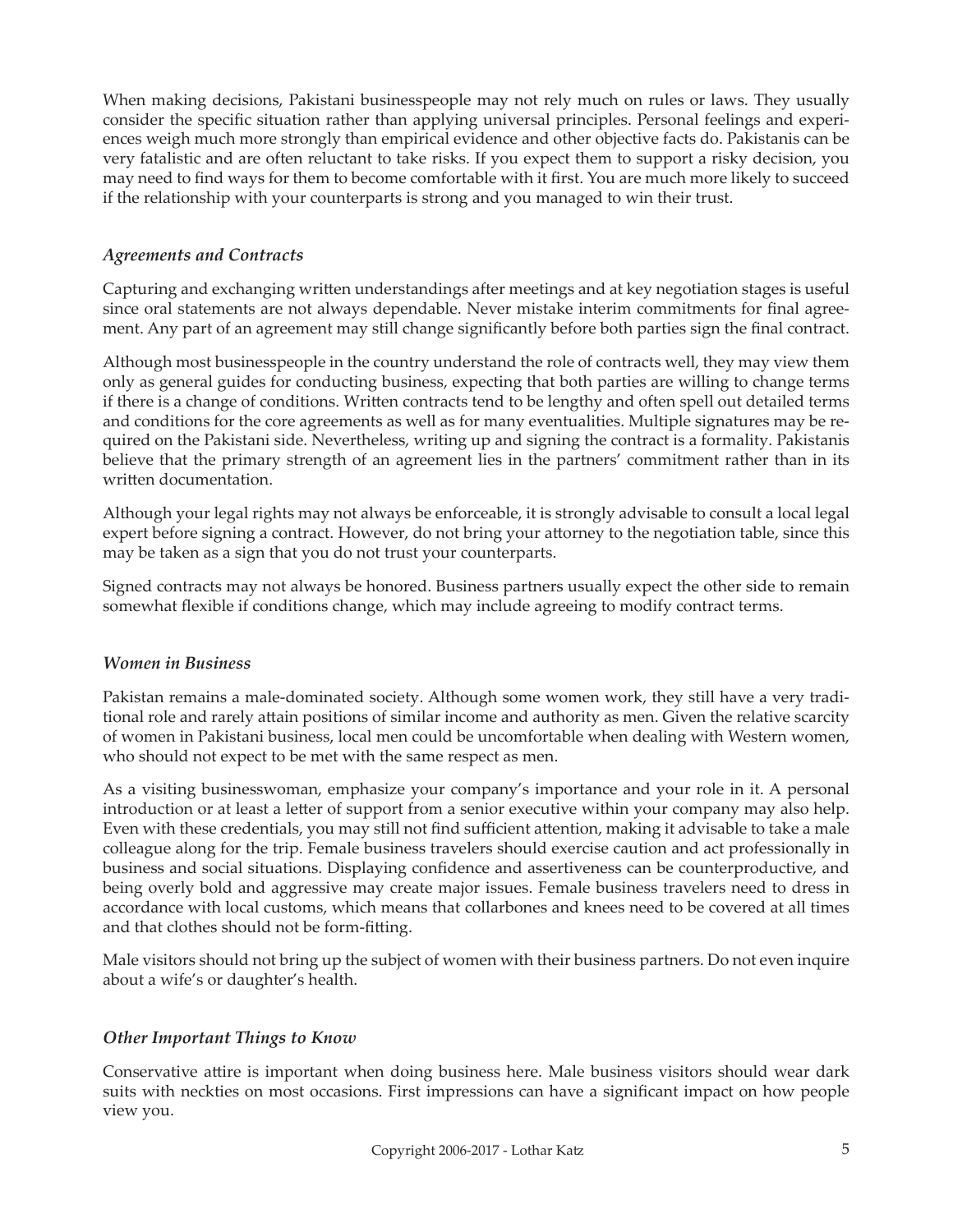When making decisions, Pakistani businesspeople may not rely much on rules or laws. They usually consider the specific situation rather than applying universal principles. Personal feelings and experiences weigh much more strongly than empirical evidence and other objective facts do. Pakistanis can be very fatalistic and are often reluctant to take risks. If you expect them to support a risky decision, you may need to find ways for them to become comfortable with it first. You are much more likely to succeed if the relationship with your counterparts is strong and you managed to win their trust.

### *Agreements and Contracts*

Capturing and exchanging written understandings after meetings and at key negotiation stages is useful since oral statements are not always dependable. Never mistake interim commitments for final agreement. Any part of an agreement may still change significantly before both parties sign the final contract.

Although most businesspeople in the country understand the role of contracts well, they may view them only as general guides for conducting business, expecting that both parties are willing to change terms if there is a change of conditions. Written contracts tend to be lengthy and often spell out detailed terms and conditions for the core agreements as well as for many eventualities. Multiple signatures may be required on the Pakistani side. Nevertheless, writing up and signing the contract is a formality. Pakistanis believe that the primary strength of an agreement lies in the partners' commitment rather than in its written documentation.

Although your legal rights may not always be enforceable, it is strongly advisable to consult a local legal expert before signing a contract. However, do not bring your attorney to the negotiation table, since this may be taken as a sign that you do not trust your counterparts.

Signed contracts may not always be honored. Business partners usually expect the other side to remain somewhat flexible if conditions change, which may include agreeing to modify contract terms.

### *Women in Business*

Pakistan remains a male-dominated society. Although some women work, they still have a very traditional role and rarely attain positions of similar income and authority as men. Given the relative scarcity of women in Pakistani business, local men could be uncomfortable when dealing with Western women, who should not expect to be met with the same respect as men.

As a visiting businesswoman, emphasize your company's importance and your role in it. A personal introduction or at least a letter of support from a senior executive within your company may also help. Even with these credentials, you may still not find sufficient attention, making it advisable to take a male colleague along for the trip. Female business travelers should exercise caution and act professionally in business and social situations. Displaying confidence and assertiveness can be counterproductive, and being overly bold and aggressive may create major issues. Female business travelers need to dress in accordance with local customs, which means that collarbones and knees need to be covered at all times and that clothes should not be form-fitting.

Male visitors should not bring up the subject of women with their business partners. Do not even inquire about a wife's or daughter's health.

### *Other Important Things to Know*

Conservative attire is important when doing business here. Male business visitors should wear dark suits with neckties on most occasions. First impressions can have a significant impact on how people view you.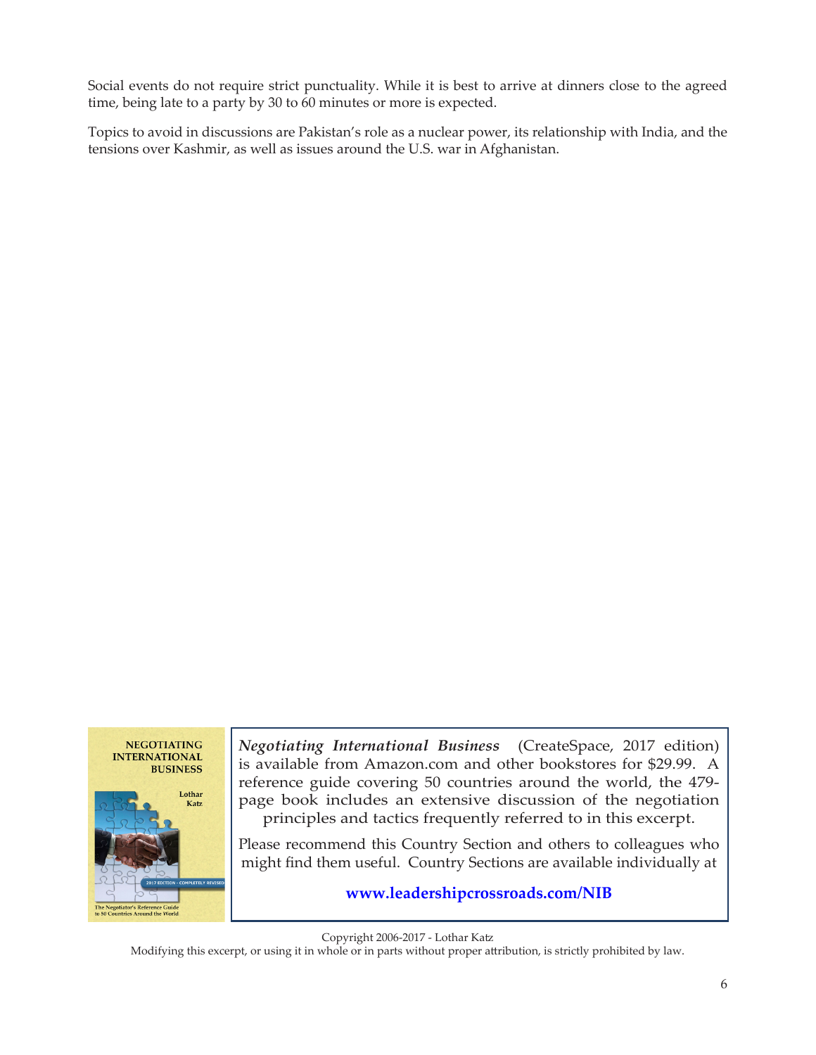Social events do not require strict punctuality. While it is best to arrive at dinners close to the agreed time, being late to a party by 30 to 60 minutes or more is expected.

Topics to avoid in discussions are Pakistan's role as a nuclear power, its relationship with India, and the tensions over Kashmir, as well as issues around the U.S. war in Afghanistan.

*Negotiating International Business* (CreateSpace, 2017 edition) is available from Amazon.com and other bookstores for $29.99. A reference guide covering 50 countries around the world, the 479-page book includes an extensive discussion of the negotiation principles and tactics frequently referred to in this excerpt.

Please recommend this Country Section and others to colleagues who might find them useful. Country Sections are available individually at

**www.leadershipcrossroads.com/NIB**

Copyright 2006-2017 - Lothar Katz
Modifying this excerpt, or using it in whole or in parts without proper attribution, is strictly prohibited by law.